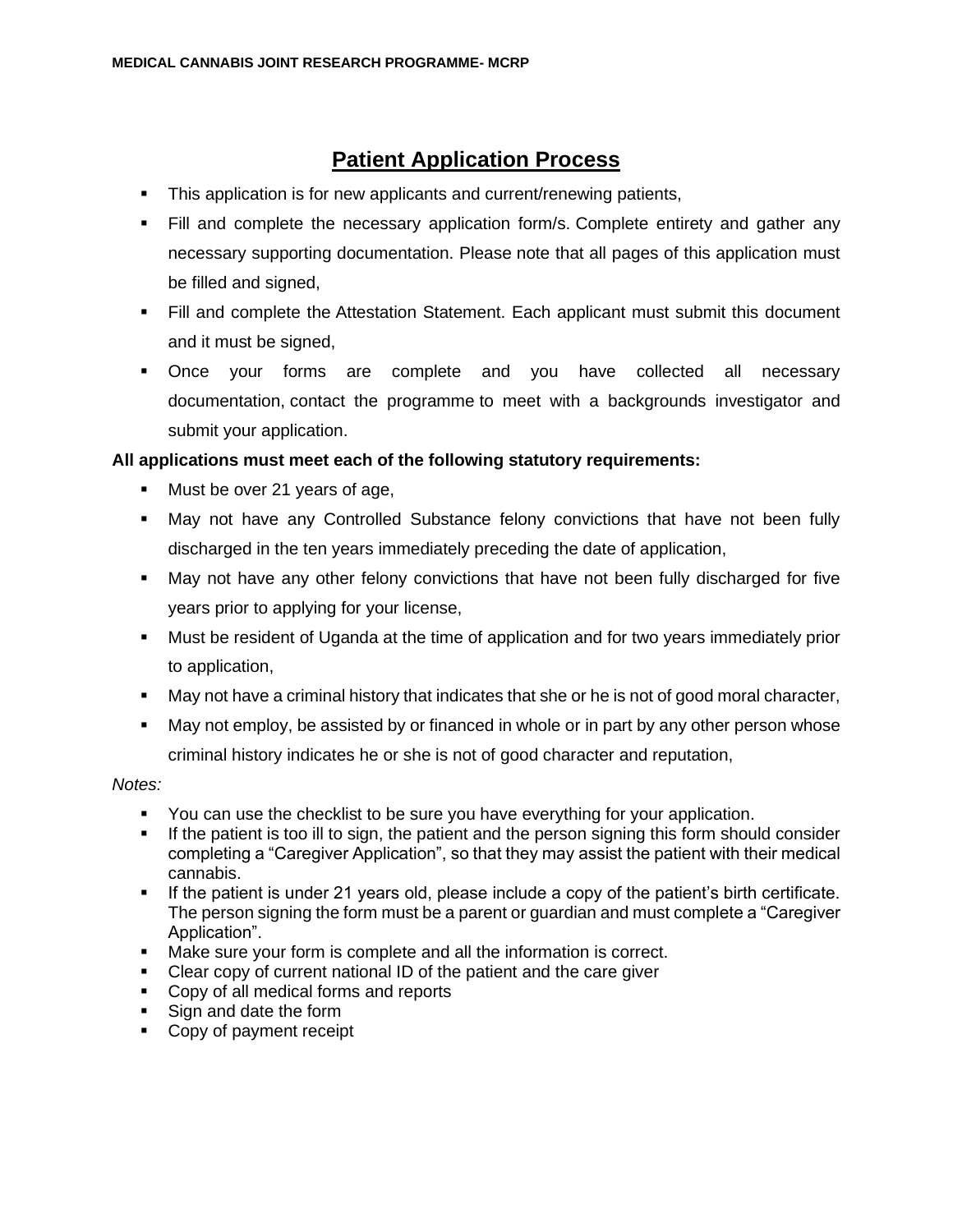# Patient Application Process

- This application is for new applicants and current/renewing patients,
- Fill and complete the necessary application form/s. Complete entirety and gather any necessary supporting documentation. Please note that all pages of this application must be filled and signed,
- Fill and complete the Attestation Statement. Each applicant must submit this document and it must be signed,
- Once your forms are complete and you have collected all necessary documentation, contact the programme to meet with a backgrounds investigator and submit your application.

**All applications must meet each of the following statutory requirements:**

- Must be over 21 years of age,
- May not have any Controlled Substance felony convictions that have not been fully discharged in the ten years immediately preceding the date of application,
- May not have any other felony convictions that have not been fully discharged for five years prior to applying for your license,
- Must be resident of Uganda at the time of application and for two years immediately prior to application,
- May not have a criminal history that indicates that she or he is not of good moral character,
- May not employ, be assisted by or financed in whole or in part by any other person whose criminal history indicates he or she is not of good character and reputation,

*Notes:*

- You can use the checklist to be sure you have everything for your application.
- If the patient is too ill to sign, the patient and the person signing this form should consider completing a "Caregiver Application", so that they may assist the patient with their medical cannabis.
- If the patient is under 21 years old, please include a copy of the patient's birth certificate. The person signing the form must be a parent or guardian and must complete a "Caregiver Application".
- Make sure your form is complete and all the information is correct.
- Clear copy of current national ID of the patient and the care giver
- Copy of all medical forms and reports
- Sign and date the form
- Copy of payment receipt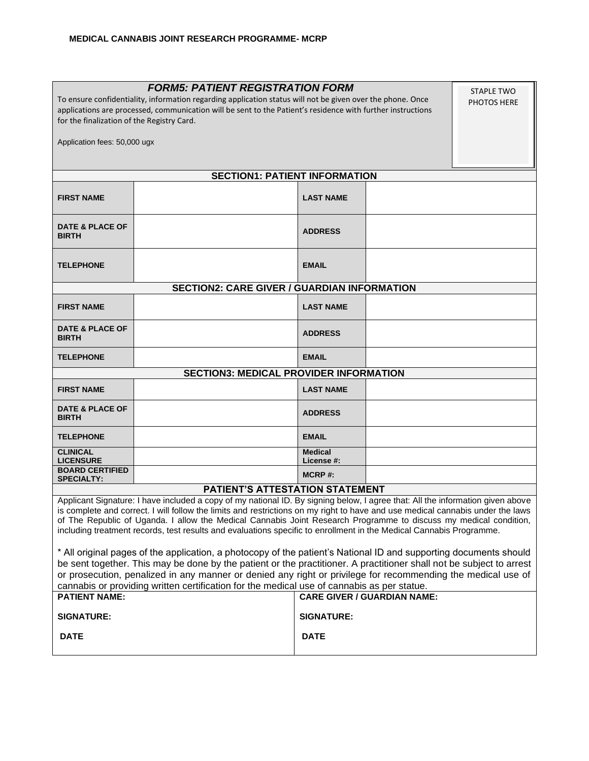**MEDICAL CANNABIS JOINT RESEARCH PROGRAMME- MCRP**

## *FORM5: PATIENT REGISTRATION FORM*

To ensure confidentiality, information regarding application status will not be given over the phone. Once applications are processed, communication will be sent to the Patient's residence with further instructions for the finalization of the Registry Card.

Application fees: 50,000 ugx

STAPLE TWO PHOTOS HERE

### SECTION1: PATIENT INFORMATION

| | | | |
|---|---|---|---|
| **FIRST NAME** | | **LAST NAME** | |
| **DATE & PLACE OF BIRTH** | | **ADDRESS** | |
| **TELEPHONE** | | **EMAIL** | |

### SECTION2: CARE GIVER / GUARDIAN INFORMATION

| | | | |
|---|---|---|---|
| **FIRST NAME** | | **LAST NAME** | |
| **DATE & PLACE OF BIRTH** | | **ADDRESS** | |
| **TELEPHONE** | | **EMAIL** | |

### SECTION3: MEDICAL PROVIDER INFORMATION

| | | | |
|---|---|---|---|
| **FIRST NAME** | | **LAST NAME** | |
| **DATE & PLACE OF BIRTH** | | **ADDRESS** | |
| **TELEPHONE** | | **EMAIL** | |
| **CLINICAL LICENSURE** | | **Medical License #:** | |
| **BOARD CERTIFIED SPECIALTY:** | | **MCRP #:** | |

### PATIENT'S ATTESTATION STATEMENT

Applicant Signature: I have included a copy of my national ID. By signing below, I agree that: All the information given above is complete and correct. I will follow the limits and restrictions on my right to have and use medical cannabis under the laws of The Republic of Uganda. I allow the Medical Cannabis Joint Research Programme to discuss my medical condition, including treatment records, test results and evaluations specific to enrollment in the Medical Cannabis Programme.

* All original pages of the application, a photocopy of the patient's National ID and supporting documents should be sent together. This may be done by the patient or the practitioner. A practitioner shall not be subject to arrest or prosecution, penalized in any manner or denied any right or privilege for recommending the medical use of cannabis or providing written certification for the medical use of cannabis as per statue.

| | |
|---|---|
| **PATIENT NAME:** | **CARE GIVER / GUARDIAN NAME:** |
| **SIGNATURE:** | **SIGNATURE:** |
| **DATE** | **DATE** |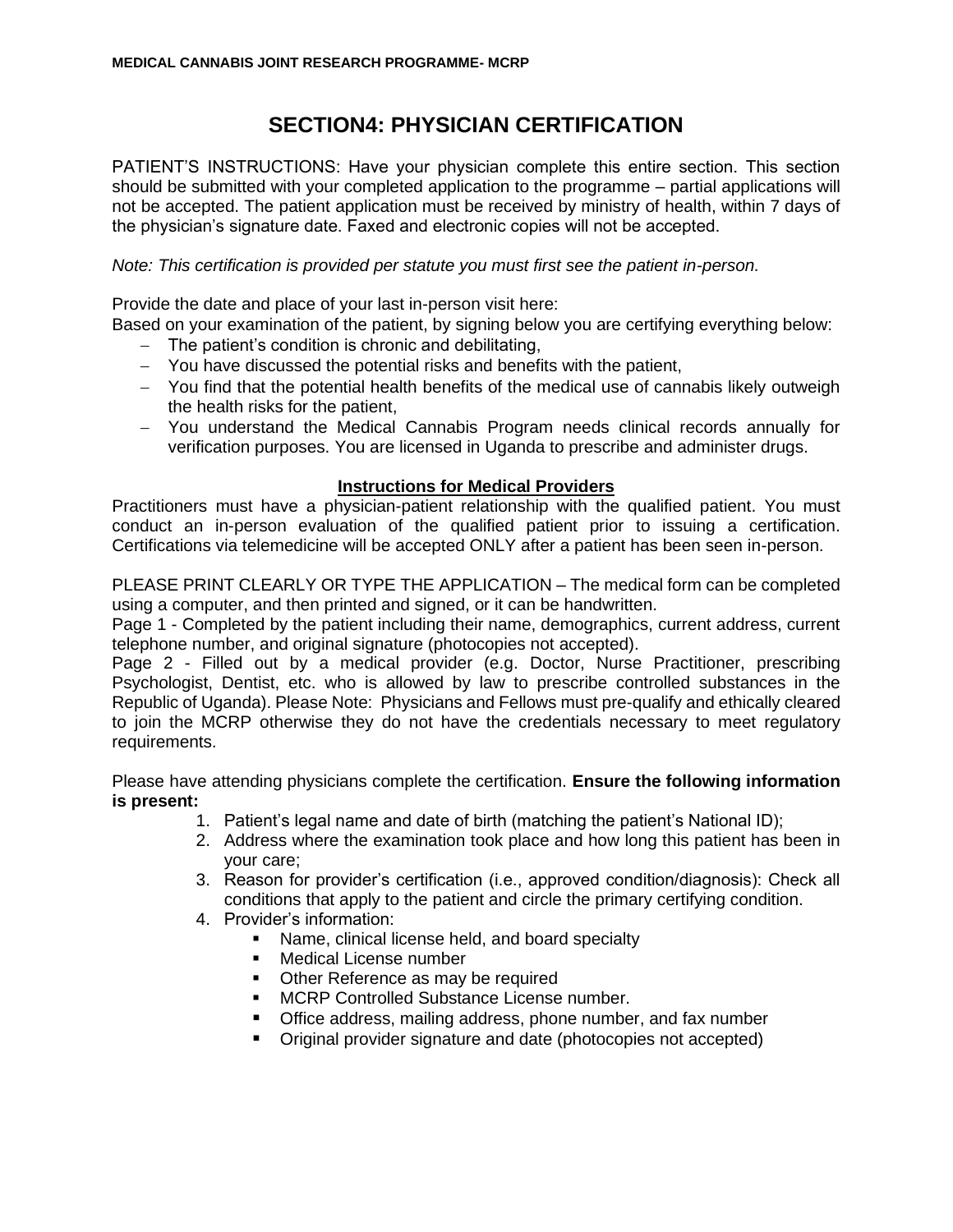# SECTION4: PHYSICIAN CERTIFICATION

PATIENT'S INSTRUCTIONS: Have your physician complete this entire section. This section should be submitted with your completed application to the programme – partial applications will not be accepted. The patient application must be received by ministry of health, within 7 days of the physician's signature date. Faxed and electronic copies will not be accepted.

*Note: This certification is provided per statute you must first see the patient in-person.*

Provide the date and place of your last in-person visit here:
Based on your examination of the patient, by signing below you are certifying everything below:

- The patient's condition is chronic and debilitating,
- You have discussed the potential risks and benefits with the patient,
- You find that the potential health benefits of the medical use of cannabis likely outweigh the health risks for the patient,
- You understand the Medical Cannabis Program needs clinical records annually for verification purposes. You are licensed in Uganda to prescribe and administer drugs.

## Instructions for Medical Providers

Practitioners must have a physician-patient relationship with the qualified patient. You must conduct an in-person evaluation of the qualified patient prior to issuing a certification. Certifications via telemedicine will be accepted ONLY after a patient has been seen in-person.

PLEASE PRINT CLEARLY OR TYPE THE APPLICATION – The medical form can be completed using a computer, and then printed and signed, or it can be handwritten.
Page 1 - Completed by the patient including their name, demographics, current address, current telephone number, and original signature (photocopies not accepted).
Page 2 - Filled out by a medical provider (e.g. Doctor, Nurse Practitioner, prescribing Psychologist, Dentist, etc. who is allowed by law to prescribe controlled substances in the Republic of Uganda). Please Note: Physicians and Fellows must pre-qualify and ethically cleared to join the MCRP otherwise they do not have the credentials necessary to meet regulatory requirements.

Please have attending physicians complete the certification. **Ensure the following information is present:**

1. Patient's legal name and date of birth (matching the patient's National ID);
2. Address where the examination took place and how long this patient has been in your care;
3. Reason for provider's certification (i.e., approved condition/diagnosis): Check all conditions that apply to the patient and circle the primary certifying condition.
4. Provider's information:
   - Name, clinical license held, and board specialty
   - Medical License number
   - Other Reference as may be required
   - MCRP Controlled Substance License number.
   - Office address, mailing address, phone number, and fax number
   - Original provider signature and date (photocopies not accepted)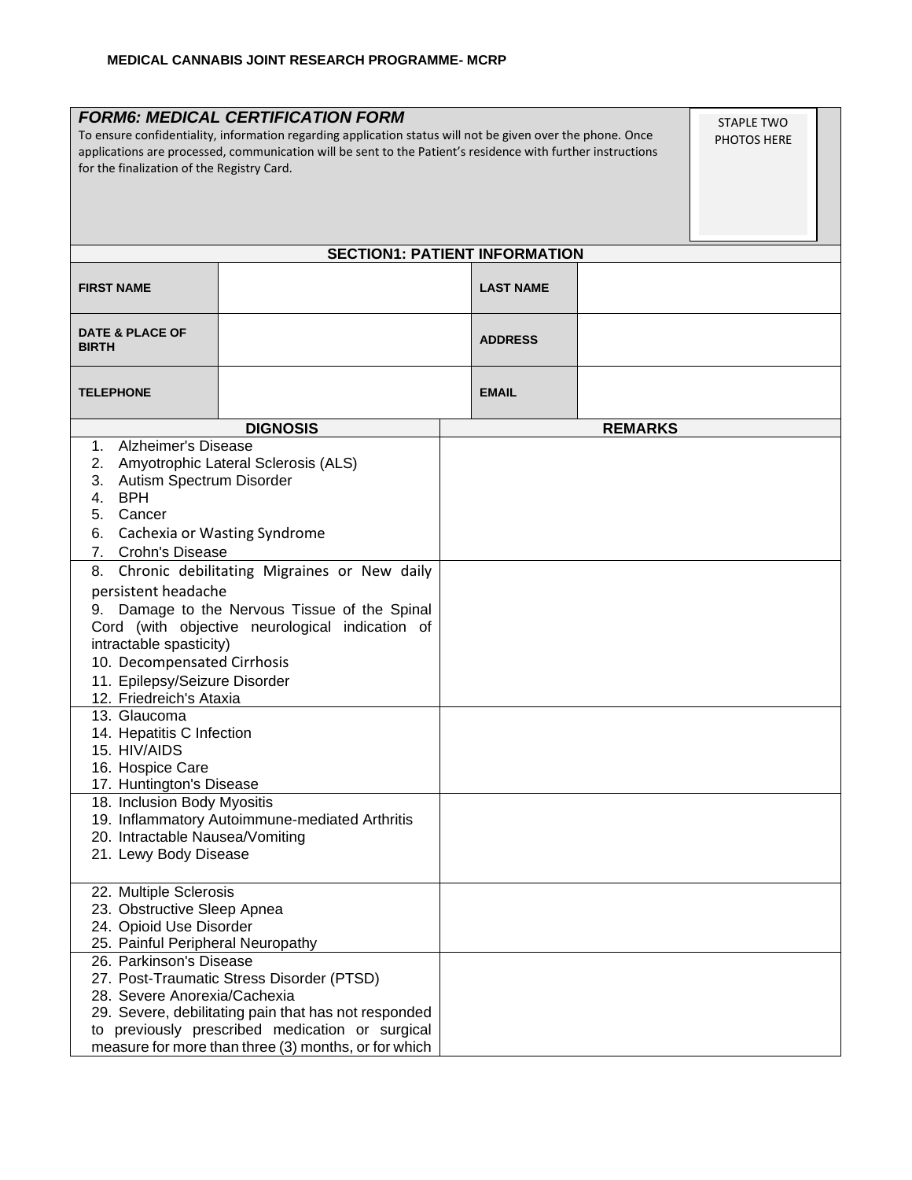**MEDICAL CANNABIS JOINT RESEARCH PROGRAMME- MCRP**

***FORM6: MEDICAL CERTIFICATION FORM***

To ensure confidentiality, information regarding application status will not be given over the phone. Once applications are processed, communication will be sent to the Patient's residence with further instructions for the finalization of the Registry Card.

STAPLE TWO PHOTOS HERE

**SECTION1: PATIENT INFORMATION**

| | | | |
|---|---|---|---|
| **FIRST NAME** | | **LAST NAME** | |
| **DATE & PLACE OF BIRTH** | | **ADDRESS** | |
| **TELEPHONE** | | **EMAIL** | |

| DIGNOSIS | REMARKS |
|---|---|
| 1. Alzheimer's Disease<br>2. Amyotrophic Lateral Sclerosis (ALS)<br>3. Autism Spectrum Disorder<br>4. BPH<br>5. Cancer<br>6. Cachexia or Wasting Syndrome<br>7. Crohn's Disease | |
| 8. Chronic debilitating Migraines or New daily persistent headache<br>9. Damage to the Nervous Tissue of the Spinal Cord (with objective neurological indication of intractable spasticity)<br>10. Decompensated Cirrhosis<br>11. Epilepsy/Seizure Disorder<br>12. Friedreich's Ataxia | |
| 13. Glaucoma<br>14. Hepatitis C Infection<br>15. HIV/AIDS<br>16. Hospice Care<br>17. Huntington's Disease | |
| 18. Inclusion Body Myositis<br>19. Inflammatory Autoimmune-mediated Arthritis<br>20. Intractable Nausea/Vomiting<br>21. Lewy Body Disease | |
| 22. Multiple Sclerosis<br>23. Obstructive Sleep Apnea<br>24. Opioid Use Disorder<br>25. Painful Peripheral Neuropathy | |
| 26. Parkinson's Disease<br>27. Post-Traumatic Stress Disorder (PTSD)<br>28. Severe Anorexia/Cachexia<br>29. Severe, debilitating pain that has not responded to previously prescribed medication or surgical measure for more than three (3) months, or for which | |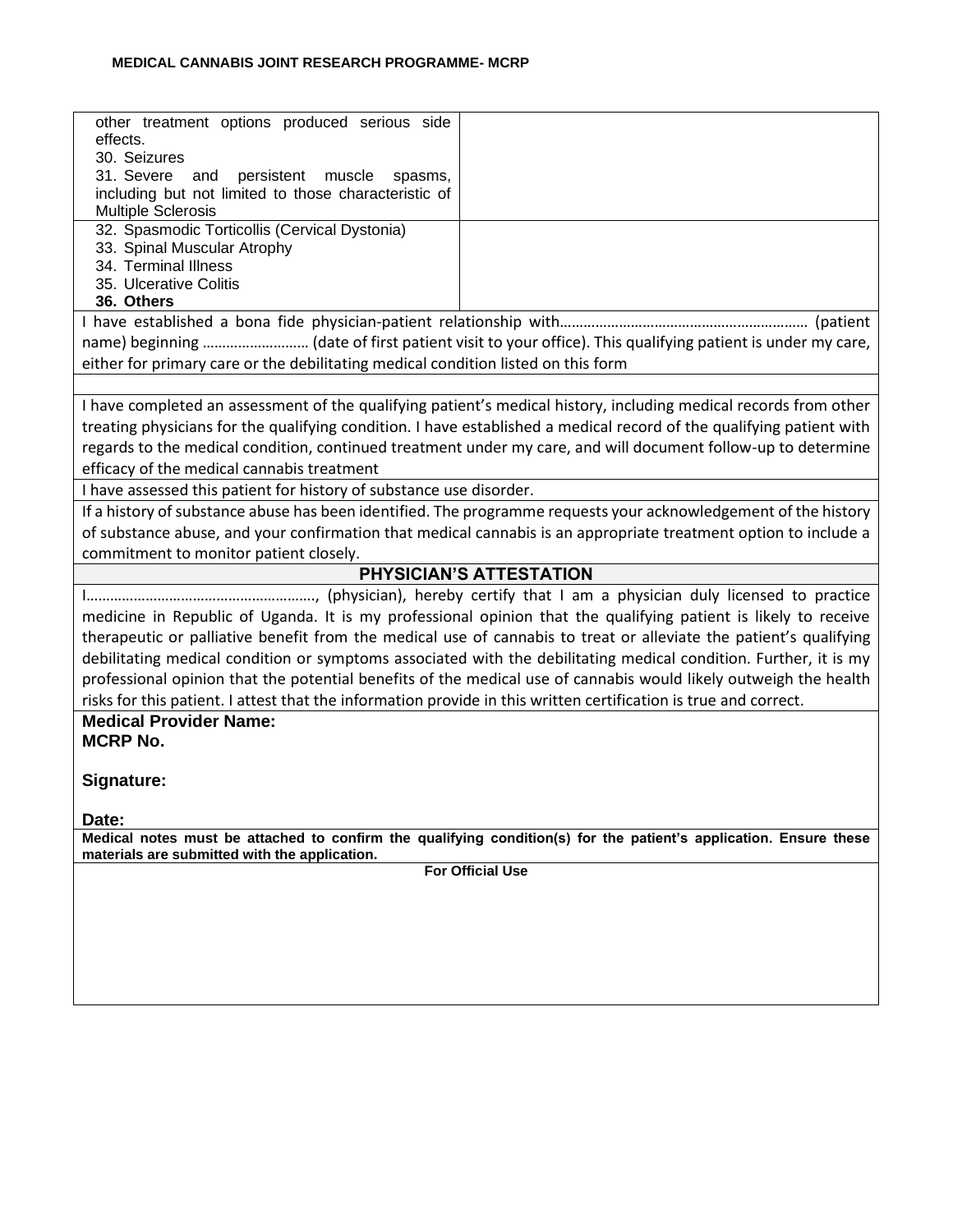| | |
|---|---|
| other treatment options produced serious side effects.<br>30. Seizures<br>31. Severe and persistent muscle spasms, including but not limited to those characteristic of Multiple Sclerosis | |
| 32. Spasmodic Torticollis (Cervical Dystonia)<br>33. Spinal Muscular Atrophy<br>34. Terminal Illness<br>35. Ulcerative Colitis<br>**36. Others** | |

I have established a bona fide physician-patient relationship with……………………………………………………… (patient name) beginning ……………………… (date of first patient visit to your office). This qualifying patient is under my care, either for primary care or the debilitating medical condition listed on this form

I have completed an assessment of the qualifying patient's medical history, including medical records from other treating physicians for the qualifying condition. I have established a medical record of the qualifying patient with regards to the medical condition, continued treatment under my care, and will document follow-up to determine efficacy of the medical cannabis treatment

I have assessed this patient for history of substance use disorder.

If a history of substance abuse has been identified. The programme requests your acknowledgement of the history of substance abuse, and your confirmation that medical cannabis is an appropriate treatment option to include a commitment to monitor patient closely.

## PHYSICIAN'S ATTESTATION

I………………………………………………., (physician), hereby certify that I am a physician duly licensed to practice medicine in Republic of Uganda. It is my professional opinion that the qualifying patient is likely to receive therapeutic or palliative benefit from the medical use of cannabis to treat or alleviate the patient's qualifying debilitating medical condition or symptoms associated with the debilitating medical condition. Further, it is my professional opinion that the potential benefits of the medical use of cannabis would likely outweigh the health risks for this patient. I attest that the information provide in this written certification is true and correct.

**Medical Provider Name:**
**MCRP No.**

**Signature:**

**Date:**

**Medical notes must be attached to confirm the qualifying condition(s) for the patient's application. Ensure these materials are submitted with the application.**

**For Official Use**